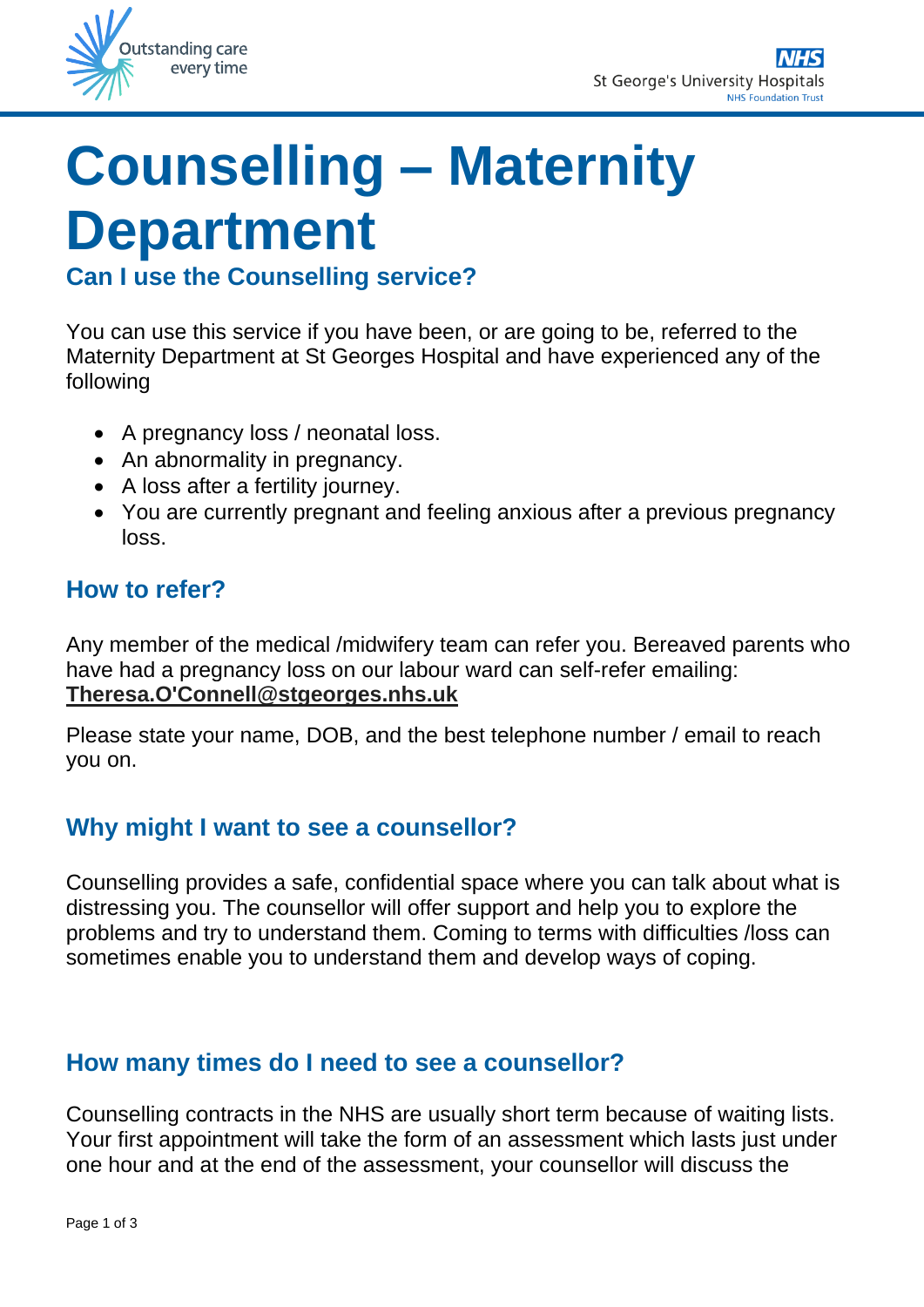# Counselling – Maternity Department

## Can I use the Counselling service?

You can use this service if you have been, or are going to be, referred to the Maternity Department at St Georges Hospital and have experienced any of the following

- A pregnancy loss / neonatal loss.
- An abnormality in pregnancy.
- A loss after a fertility journey.
- You are currently pregnant and feeling anxious after a previous pregnancy loss.

## How to refer?

Any member of the medical /midwifery team can refer you. Bereaved parents who have had a pregnancy loss on our labour ward can self-refer emailing: **Theresa.O'Connell@stgeorges.nhs.uk**

Please state your name, DOB, and the best telephone number / email to reach you on.

## Why might I want to see a counsellor?

Counselling provides a safe, confidential space where you can talk about what is distressing you. The counsellor will offer support and help you to explore the problems and try to understand them. Coming to terms with difficulties /loss can sometimes enable you to understand them and develop ways of coping.

## How many times do I need to see a counsellor?

Counselling contracts in the NHS are usually short term because of waiting lists. Your first appointment will take the form of an assessment which lasts just under one hour and at the end of the assessment, your counsellor will discuss the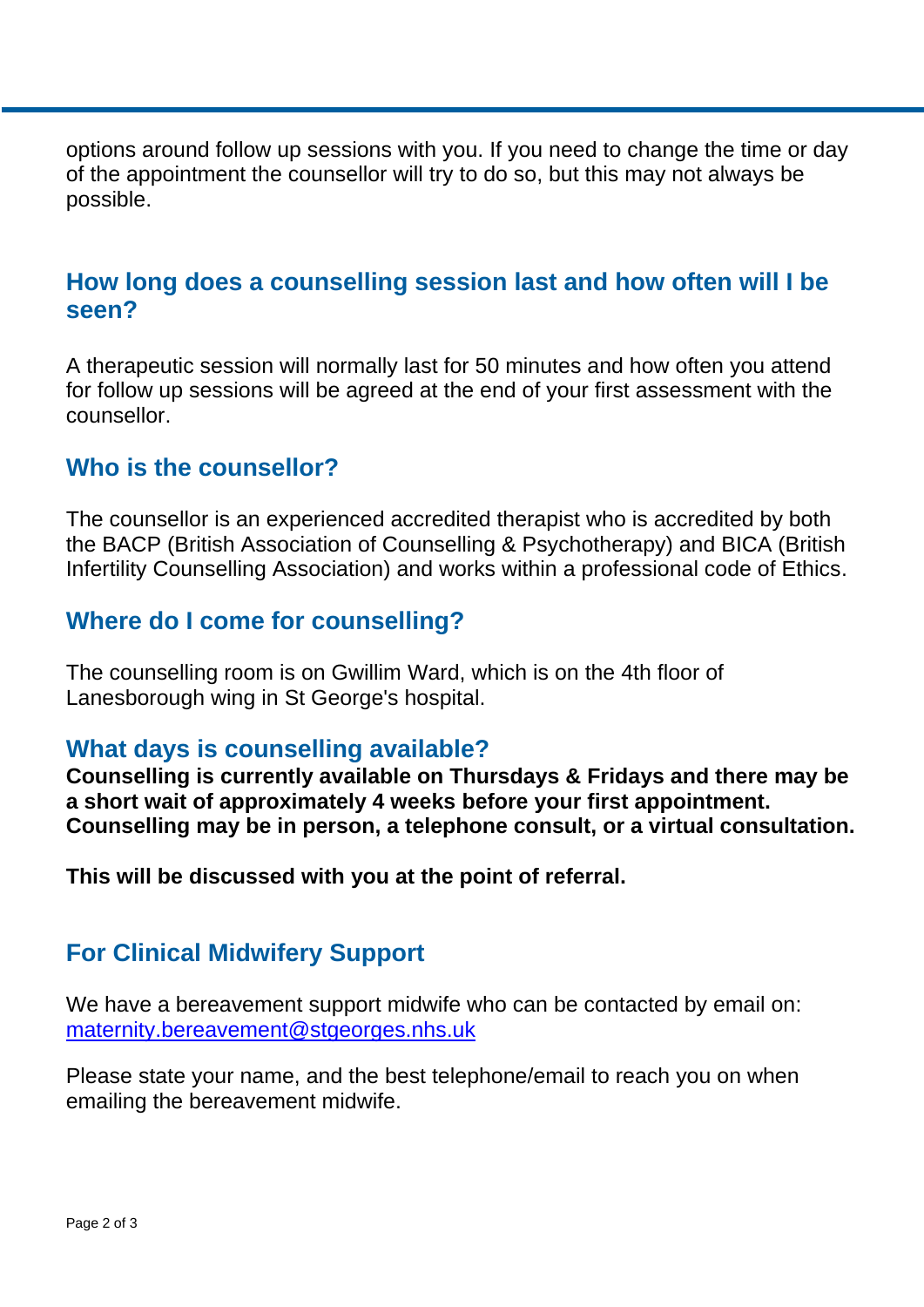options around follow up sessions with you. If you need to change the time or day of the appointment the counsellor will try to do so, but this may not always be possible.

## How long does a counselling session last and how often will I be seen?

A therapeutic session will normally last for 50 minutes and how often you attend for follow up sessions will be agreed at the end of your first assessment with the counsellor.

## Who is the counsellor?

The counsellor is an experienced accredited therapist who is accredited by both the BACP (British Association of Counselling & Psychotherapy) and BICA (British Infertility Counselling Association) and works within a professional code of Ethics.

## Where do I come for counselling?

The counselling room is on Gwillim Ward, which is on the 4th floor of Lanesborough wing in St George's hospital.

## What days is counselling available?

**Counselling is currently available on Thursdays & Fridays and there may be a short wait of approximately 4 weeks before your first appointment. Counselling may be in person, a telephone consult, or a virtual consultation.**

**This will be discussed with you at the point of referral.**

## For Clinical Midwifery Support

We have a bereavement support midwife who can be contacted by email on: maternity.bereavement@stgeorges.nhs.uk

Please state your name, and the best telephone/email to reach you on when emailing the bereavement midwife.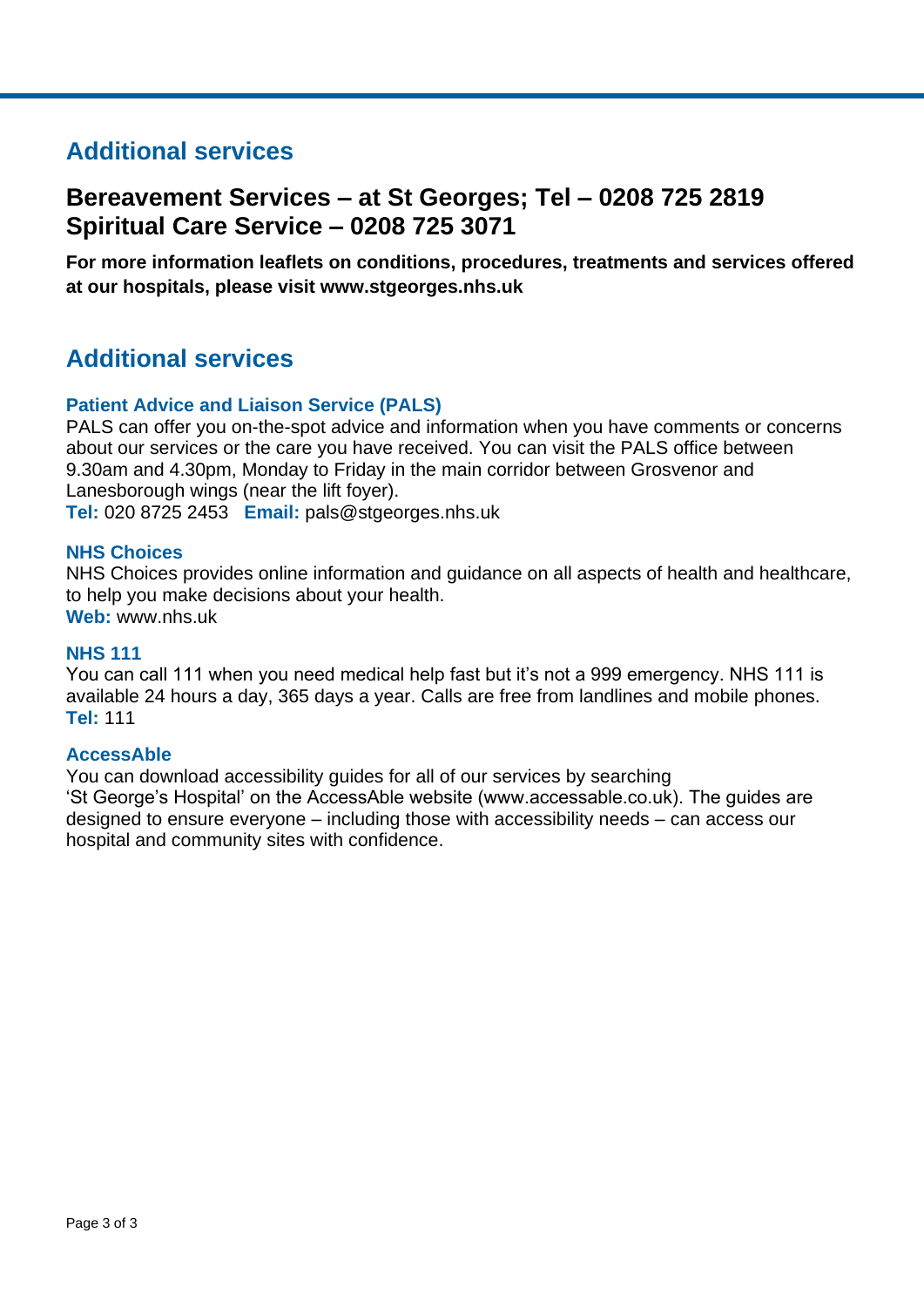## Additional services

### Bereavement Services – at St Georges; Tel – 0208 725 2819
### Spiritual Care Service – 0208 725 3071

**For more information leaflets on conditions, procedures, treatments and services offered at our hospitals, please visit www.stgeorges.nhs.uk**

## Additional services

**Patient Advice and Liaison Service (PALS)**
PALS can offer you on-the-spot advice and information when you have comments or concerns about our services or the care you have received. You can visit the PALS office between 9.30am and 4.30pm, Monday to Friday in the main corridor between Grosvenor and Lanesborough wings (near the lift foyer).
**Tel:** 020 8725 2453 **Email:** pals@stgeorges.nhs.uk

**NHS Choices**
NHS Choices provides online information and guidance on all aspects of health and healthcare, to help you make decisions about your health.
**Web:** www.nhs.uk

**NHS 111**
You can call 111 when you need medical help fast but it's not a 999 emergency. NHS 111 is available 24 hours a day, 365 days a year. Calls are free from landlines and mobile phones.
**Tel:** 111

**AccessAble**
You can download accessibility guides for all of our services by searching 'St George's Hospital' on the AccessAble website (www.accessable.co.uk). The guides are designed to ensure everyone – including those with accessibility needs – can access our hospital and community sites with confidence.